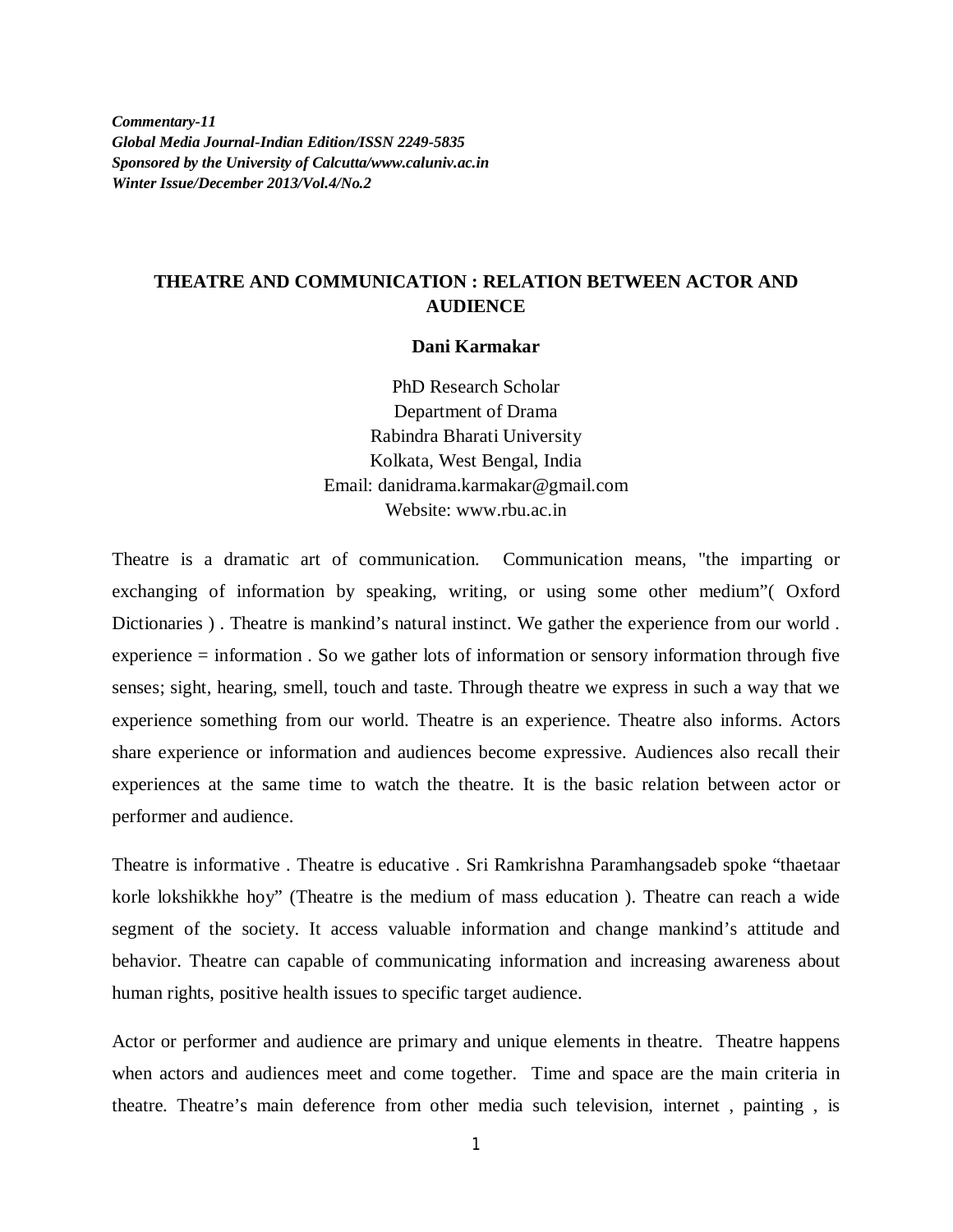*Commentary-11*
*Global Media Journal-Indian Edition/ISSN 2249-5835*
*Sponsored by the University of Calcutta/www.caluniv.ac.in*
*Winter Issue/December 2013/Vol.4/No.2*

# THEATRE AND COMMUNICATION : RELATION BETWEEN ACTOR AND AUDIENCE

**Dani Karmakar**

PhD Research Scholar
Department of Drama
Rabindra Bharati University
Kolkata, West Bengal, India
Email: danidrama.karmakar@gmail.com
Website: www.rbu.ac.in

Theatre is a dramatic art of communication. Communication means, "the imparting or exchanging of information by speaking, writing, or using some other medium"( Oxford Dictionaries ) . Theatre is mankind's natural instinct. We gather the experience from our world . experience = information . So we gather lots of information or sensory information through five senses; sight, hearing, smell, touch and taste. Through theatre we express in such a way that we experience something from our world. Theatre is an experience. Theatre also informs. Actors share experience or information and audiences become expressive. Audiences also recall their experiences at the same time to watch the theatre. It is the basic relation between actor or performer and audience.

Theatre is informative . Theatre is educative . Sri Ramkrishna Paramhangsadeb spoke "thaetaar korle lokshikkhe hoy" (Theatre is the medium of mass education ). Theatre can reach a wide segment of the society. It access valuable information and change mankind's attitude and behavior. Theatre can capable of communicating information and increasing awareness about human rights, positive health issues to specific target audience.

Actor or performer and audience are primary and unique elements in theatre. Theatre happens when actors and audiences meet and come together. Time and space are the main criteria in theatre. Theatre's main deference from other media such television, internet , painting , is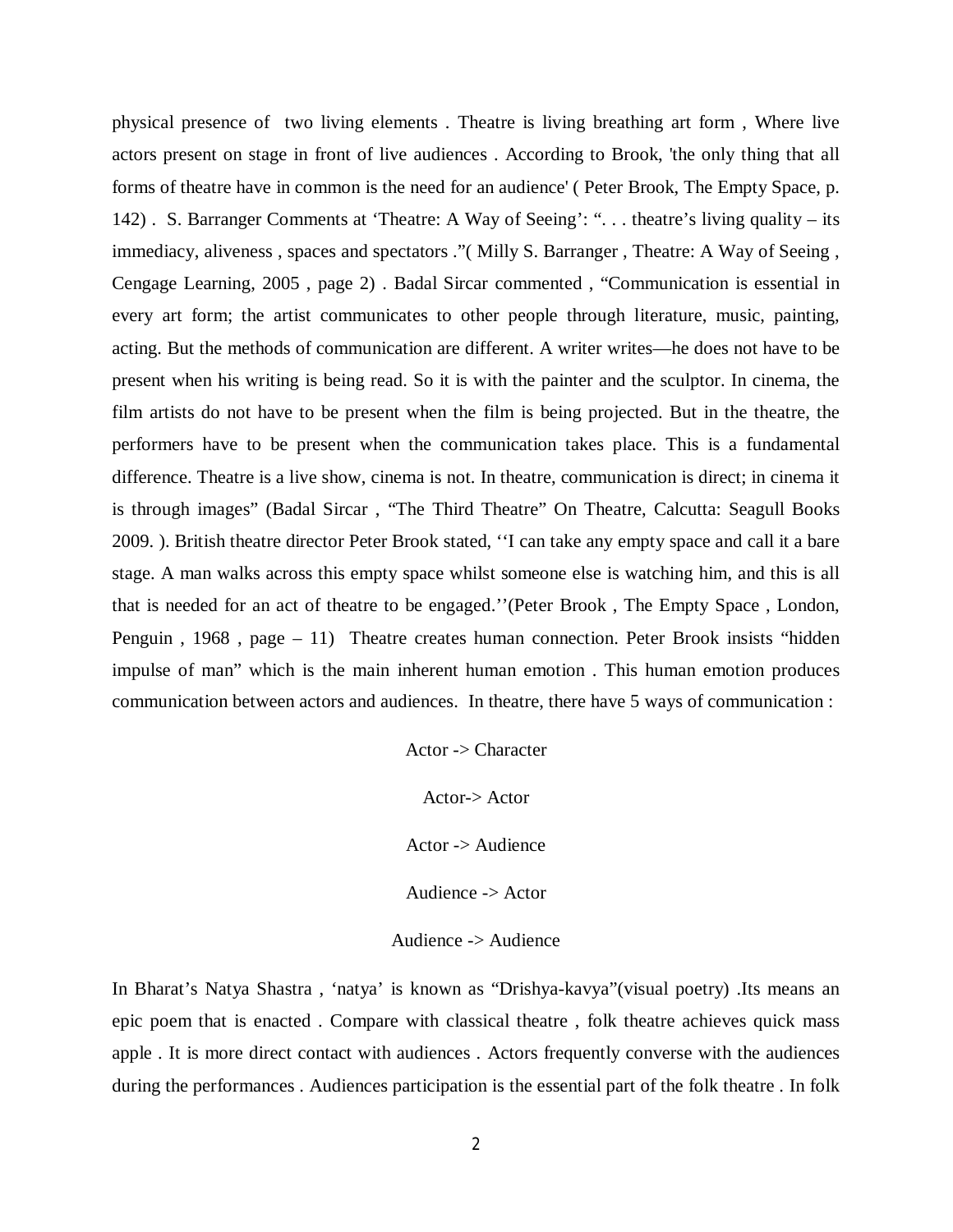physical presence of two living elements . Theatre is living breathing art form , Where live actors present on stage in front of live audiences . According to Brook, 'the only thing that all forms of theatre have in common is the need for an audience' ( Peter Brook, The Empty Space, p. 142) . S. Barranger Comments at 'Theatre: A Way of Seeing': ". . . theatre's living quality – its immediacy, aliveness , spaces and spectators ."( Milly S. Barranger , Theatre: A Way of Seeing , Cengage Learning, 2005 , page 2) . Badal Sircar commented , "Communication is essential in every art form; the artist communicates to other people through literature, music, painting, acting. But the methods of communication are different. A writer writes—he does not have to be present when his writing is being read. So it is with the painter and the sculptor. In cinema, the film artists do not have to be present when the film is being projected. But in the theatre, the performers have to be present when the communication takes place. This is a fundamental difference. Theatre is a live show, cinema is not. In theatre, communication is direct; in cinema it is through images" (Badal Sircar , "The Third Theatre" On Theatre, Calcutta: Seagull Books 2009. ). British theatre director Peter Brook stated, ''I can take any empty space and call it a bare stage. A man walks across this empty space whilst someone else is watching him, and this is all that is needed for an act of theatre to be engaged.''(Peter Brook , The Empty Space , London, Penguin , 1968 , page – 11) Theatre creates human connection. Peter Brook insists "hidden impulse of man" which is the main inherent human emotion . This human emotion produces communication between actors and audiences. In theatre, there have 5 ways of communication :

Actor -> Character

Actor-> Actor

Actor -> Audience

Audience -> Actor

Audience -> Audience

In Bharat's Natya Shastra , 'natya' is known as "Drishya-kavya"(visual poetry) .Its means an epic poem that is enacted . Compare with classical theatre , folk theatre achieves quick mass apple . It is more direct contact with audiences . Actors frequently converse with the audiences during the performances . Audiences participation is the essential part of the folk theatre . In folk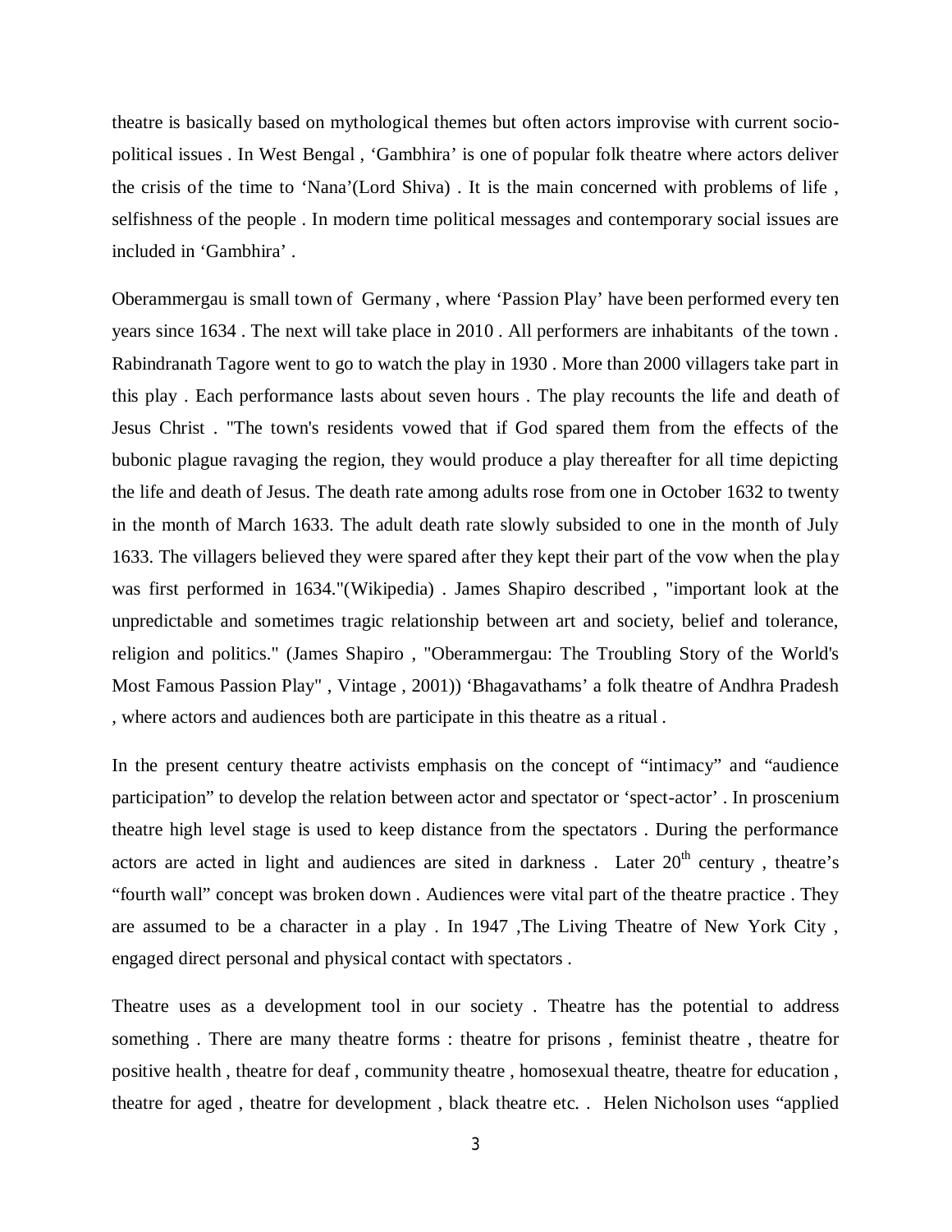theatre is basically based on mythological themes but often actors improvise with current socio-political issues . In West Bengal , 'Gambhira' is one of popular folk theatre where actors deliver the crisis of the time to 'Nana'(Lord Shiva) . It is the main concerned with problems of life , selfishness of the people . In modern time political messages and contemporary social issues are included in 'Gambhira' .

Oberammergau is small town of Germany , where 'Passion Play' have been performed every ten years since 1634 . The next will take place in 2010 . All performers are inhabitants of the town . Rabindranath Tagore went to go to watch the play in 1930 . More than 2000 villagers take part in this play . Each performance lasts about seven hours . The play recounts the life and death of Jesus Christ . "The town's residents vowed that if God spared them from the effects of the bubonic plague ravaging the region, they would produce a play thereafter for all time depicting the life and death of Jesus. The death rate among adults rose from one in October 1632 to twenty in the month of March 1633. The adult death rate slowly subsided to one in the month of July 1633. The villagers believed they were spared after they kept their part of the vow when the play was first performed in 1634."(Wikipedia) . James Shapiro described , "important look at the unpredictable and sometimes tragic relationship between art and society, belief and tolerance, religion and politics." (James Shapiro , "Oberammergau: The Troubling Story of the World's Most Famous Passion Play" , Vintage , 2001)) 'Bhagavathams' a folk theatre of Andhra Pradesh , where actors and audiences both are participate in this theatre as a ritual .

In the present century theatre activists emphasis on the concept of "intimacy" and "audience participation" to develop the relation between actor and spectator or 'spect-actor' . In proscenium theatre high level stage is used to keep distance from the spectators . During the performance actors are acted in light and audiences are sited in darkness . Later 20th century , theatre's "fourth wall" concept was broken down . Audiences were vital part of the theatre practice . They are assumed to be a character in a play . In 1947 ,The Living Theatre of New York City , engaged direct personal and physical contact with spectators .

Theatre uses as a development tool in our society . Theatre has the potential to address something . There are many theatre forms : theatre for prisons , feminist theatre , theatre for positive health , theatre for deaf , community theatre , homosexual theatre, theatre for education , theatre for aged , theatre for development , black theatre etc. . Helen Nicholson uses "applied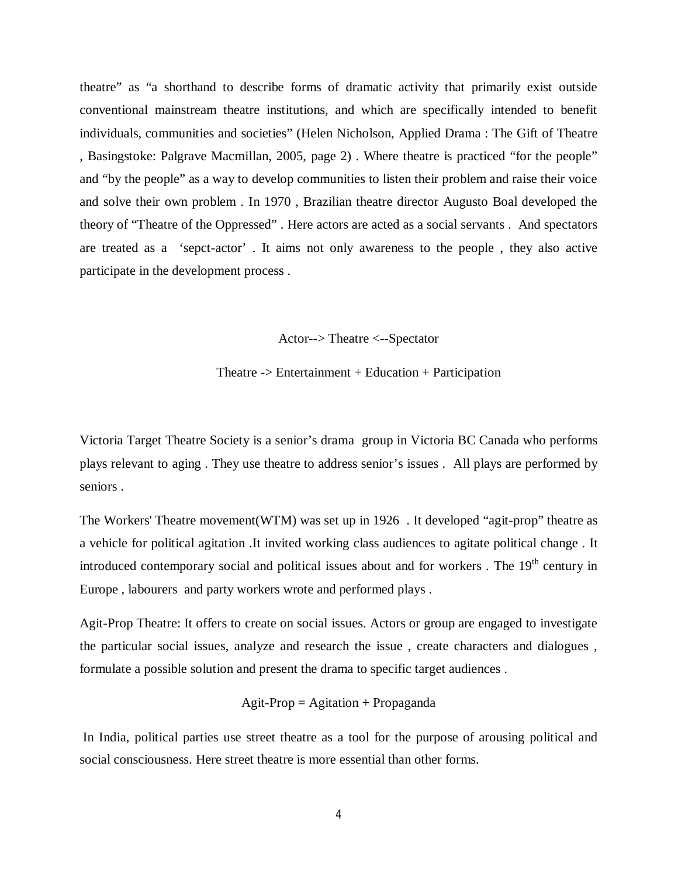theatre" as "a shorthand to describe forms of dramatic activity that primarily exist outside conventional mainstream theatre institutions, and which are specifically intended to benefit individuals, communities and societies" (Helen Nicholson, Applied Drama : The Gift of Theatre , Basingstoke: Palgrave Macmillan, 2005, page 2) . Where theatre is practiced "for the people" and "by the people" as a way to develop communities to listen their problem and raise their voice and solve their own problem . In 1970 , Brazilian theatre director Augusto Boal developed the theory of "Theatre of the Oppressed" . Here actors are acted as a social servants . And spectators are treated as a 'sepct-actor' . It aims not only awareness to the people , they also active participate in the development process .

Actor--> Theatre <--Spectator

Theatre -> Entertainment + Education + Participation

Victoria Target Theatre Society is a senior's drama group in Victoria BC Canada who performs plays relevant to aging . They use theatre to address senior's issues . All plays are performed by seniors .

The Workers' Theatre movement(WTM) was set up in 1926 . It developed "agit-prop" theatre as a vehicle for political agitation .It invited working class audiences to agitate political change . It introduced contemporary social and political issues about and for workers . The 19th century in Europe , labourers and party workers wrote and performed plays .

Agit-Prop Theatre: It offers to create on social issues. Actors or group are engaged to investigate the particular social issues, analyze and research the issue , create characters and dialogues , formulate a possible solution and present the drama to specific target audiences .

Agit-Prop = Agitation + Propaganda

In India, political parties use street theatre as a tool for the purpose of arousing political and social consciousness. Here street theatre is more essential than other forms.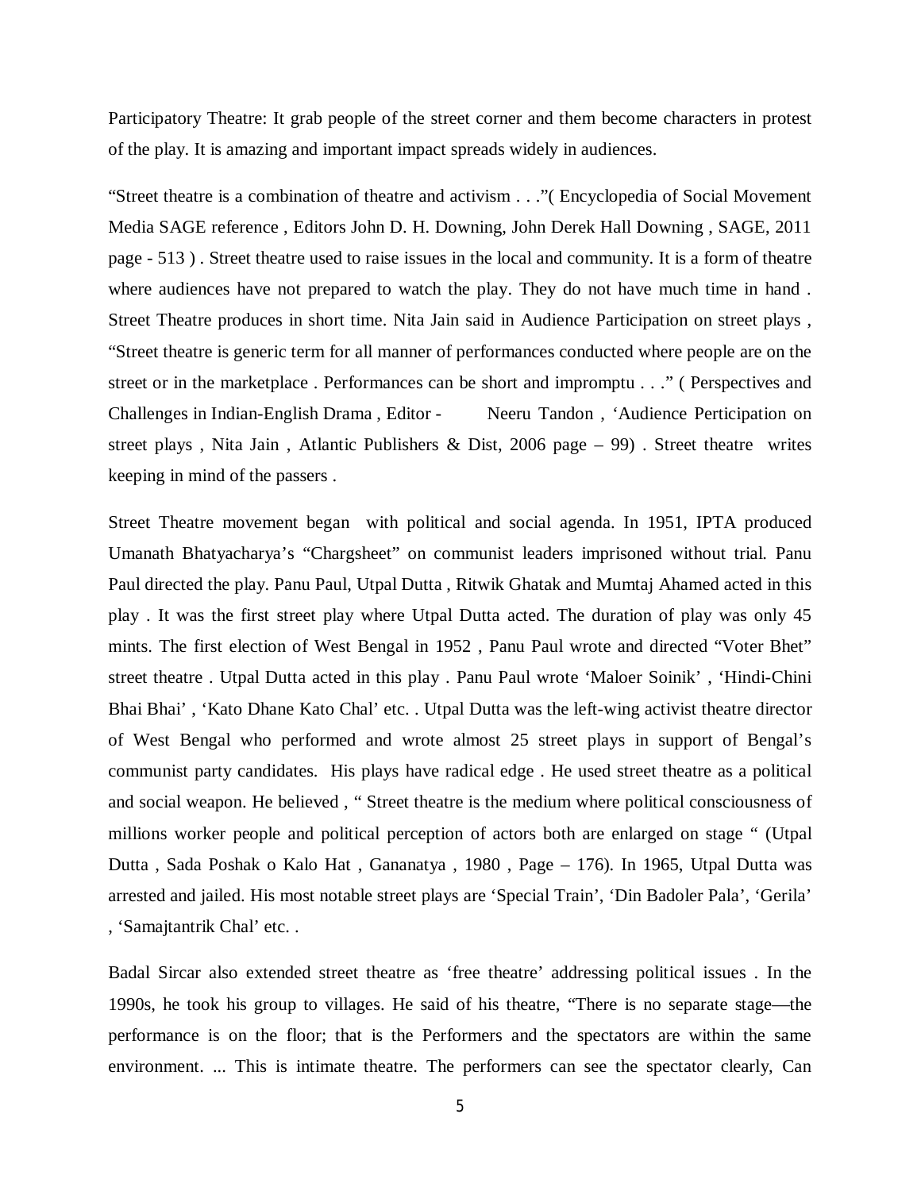Participatory Theatre: It grab people of the street corner and them become characters in protest of the play. It is amazing and important impact spreads widely in audiences.

"Street theatre is a combination of theatre and activism . . ."( Encyclopedia of Social Movement Media SAGE reference , Editors John D. H. Downing, John Derek Hall Downing , SAGE, 2011 page - 513 ) . Street theatre used to raise issues in the local and community. It is a form of theatre where audiences have not prepared to watch the play. They do not have much time in hand . Street Theatre produces in short time. Nita Jain said in Audience Participation on street plays , "Street theatre is generic term for all manner of performances conducted where people are on the street or in the marketplace . Performances can be short and impromptu . . ." ( Perspectives and Challenges in Indian-English Drama , Editor - Neeru Tandon , 'Audience Perticipation on street plays , Nita Jain , Atlantic Publishers & Dist, 2006 page – 99) . Street theatre writes keeping in mind of the passers .

Street Theatre movement began with political and social agenda. In 1951, IPTA produced Umanath Bhatyacharya's "Chargsheet" on communist leaders imprisoned without trial. Panu Paul directed the play. Panu Paul, Utpal Dutta , Ritwik Ghatak and Mumtaj Ahamed acted in this play . It was the first street play where Utpal Dutta acted. The duration of play was only 45 mints. The first election of West Bengal in 1952 , Panu Paul wrote and directed "Voter Bhet" street theatre . Utpal Dutta acted in this play . Panu Paul wrote 'Maloer Soinik' , 'Hindi-Chini Bhai Bhai' , 'Kato Dhane Kato Chal' etc. . Utpal Dutta was the left-wing activist theatre director of West Bengal who performed and wrote almost 25 street plays in support of Bengal's communist party candidates. His plays have radical edge . He used street theatre as a political and social weapon. He believed , " Street theatre is the medium where political consciousness of millions worker people and political perception of actors both are enlarged on stage " (Utpal Dutta , Sada Poshak o Kalo Hat , Gananatya , 1980 , Page – 176). In 1965, Utpal Dutta was arrested and jailed. His most notable street plays are 'Special Train', 'Din Badoler Pala', 'Gerila' , 'Samajtantrik Chal' etc. .

Badal Sircar also extended street theatre as 'free theatre' addressing political issues . In the 1990s, he took his group to villages. He said of his theatre, "There is no separate stage—the performance is on the floor; that is the Performers and the spectators are within the same environment. ... This is intimate theatre. The performers can see the spectator clearly, Can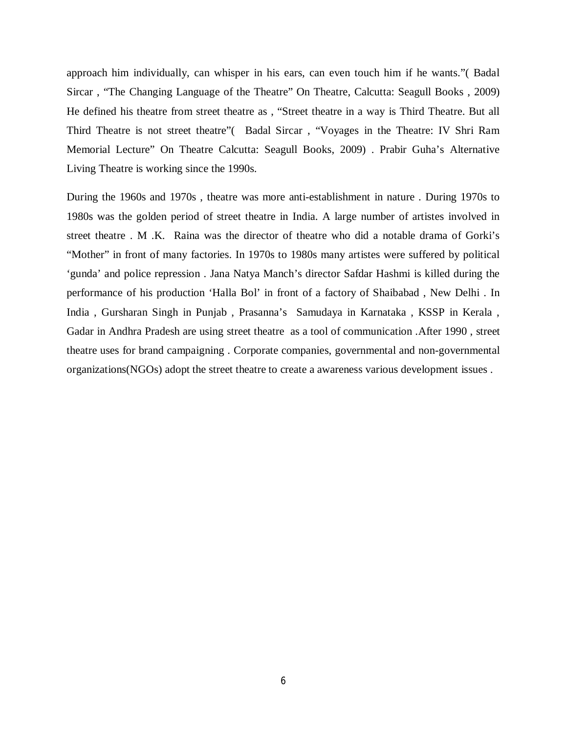approach him individually, can whisper in his ears, can even touch him if he wants."( Badal Sircar , "The Changing Language of the Theatre" On Theatre, Calcutta: Seagull Books , 2009) He defined his theatre from street theatre as , "Street theatre in a way is Third Theatre. But all Third Theatre is not street theatre"( Badal Sircar , "Voyages in the Theatre: IV Shri Ram Memorial Lecture" On Theatre Calcutta: Seagull Books, 2009) . Prabir Guha's Alternative Living Theatre is working since the 1990s.

During the 1960s and 1970s , theatre was more anti-establishment in nature . During 1970s to 1980s was the golden period of street theatre in India. A large number of artistes involved in street theatre . M .K. Raina was the director of theatre who did a notable drama of Gorki's "Mother" in front of many factories. In 1970s to 1980s many artistes were suffered by political 'gunda' and police repression . Jana Natya Manch's director Safdar Hashmi is killed during the performance of his production 'Halla Bol' in front of a factory of Shaibabad , New Delhi . In India , Gursharan Singh in Punjab , Prasanna's Samudaya in Karnataka , KSSP in Kerala , Gadar in Andhra Pradesh are using street theatre as a tool of communication .After 1990 , street theatre uses for brand campaigning . Corporate companies, governmental and non-governmental organizations(NGOs) adopt the street theatre to create a awareness various development issues .